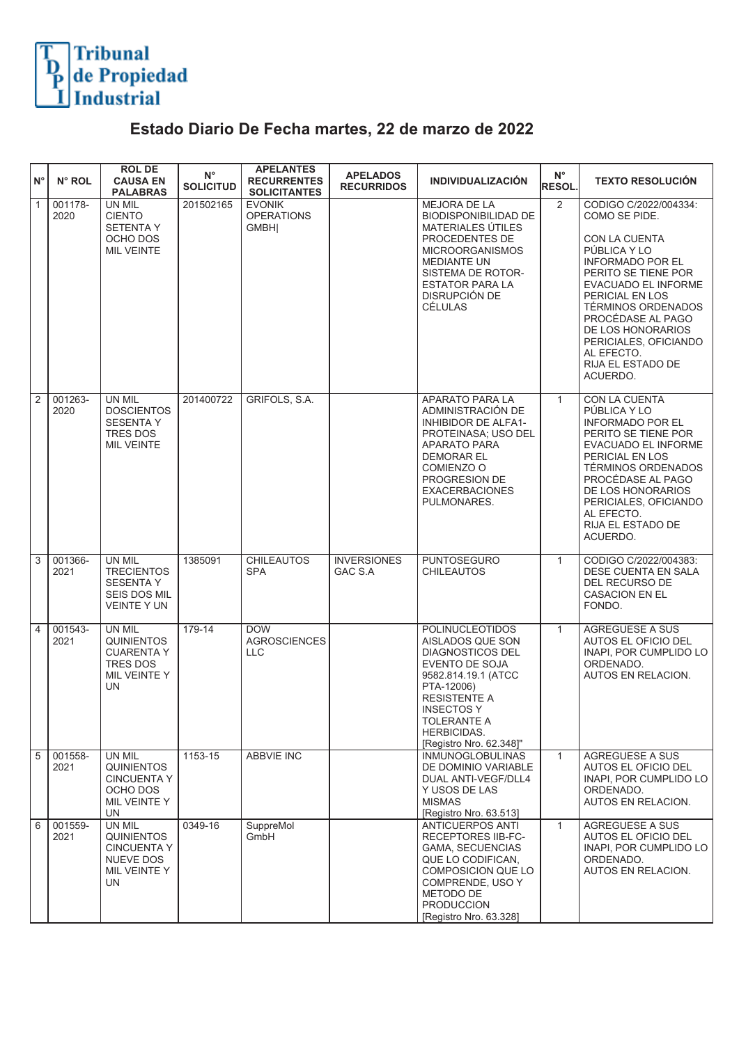# Tribunal de Propiedad Industrial

## Estado Diario De Fecha martes, 22 de marzo de 2022

| N° | N° ROL | ROL DE CAUSA EN PALABRAS | N° SOLICITUD | APELANTES RECURRENTES SOLICITANTES | APELADOS RECURRIDOS | INDIVIDUALIZACIÓN | N° RESOL. | TEXTO RESOLUCIÓN |
|---|---|---|---|---|---|---|---|---|
| 1 | 001178-2020 | UN MIL CIENTO SETENTA Y OCHO DOS MIL VEINTE | 201502165 | EVONIK OPERATIONS GMBH\| | | MEJORA DE LA BIODISPONIBILIDAD DE MATERIALES ÚTILES PROCEDENTES DE MICROORGANISMOS MEDIANTE UN SISTEMA DE ROTOR-ESTATOR PARA LA DISRUPCIÓN DE CÉLULAS | 2 | CODIGO C/2022/004334: COMO SE PIDE. CON LA CUENTA PÚBLICA Y LO INFORMADO POR EL PERITO SE TIENE POR EVACUADO EL INFORME PERICIAL EN LOS TÉRMINOS ORDENADOS PROCÉDASE AL PAGO DE LOS HONORARIOS PERICIALES, OFICIANDO AL EFECTO. RIJA EL ESTADO DE ACUERDO. |
| 2 | 001263-2020 | UN MIL DOSCIENTOS SESENTA Y TRES DOS MIL VEINTE | 201400722 | GRIFOLS, S.A. | | APARATO PARA LA ADMINISTRACIÓN DE INHIBIDOR DE ALFA1-PROTEINASA; USO DEL APARATO PARA DEMORAR EL COMIENZO O PROGRESION DE EXACERBACIONES PULMONARES. | 1 | CON LA CUENTA PÚBLICA Y LO INFORMADO POR EL PERITO SE TIENE POR EVACUADO EL INFORME PERICIAL EN LOS TÉRMINOS ORDENADOS PROCÉDASE AL PAGO DE LOS HONORARIOS PERICIALES, OFICIANDO AL EFECTO. RIJA EL ESTADO DE ACUERDO. |
| 3 | 001366-2021 | UN MIL TRECIENTOS SESENTA Y SEIS DOS MIL VEINTE Y UN | 1385091 | CHILEAUTOS SPA | INVERSIONES GAC S.A | PUNTOSEGURO CHILEAUTOS | 1 | CODIGO C/2022/004383: DESE CUENTA EN SALA DEL RECURSO DE CASACION EN EL FONDO. |
| 4 | 001543-2021 | UN MIL QUINIENTOS CUARENTA Y TRES DOS MIL VEINTE Y UN | 179-14 | DOW AGROSCIENCES LLC | | POLINUCLEOTIDOS AISLADOS QUE SON DIAGNOSTICOS DEL EVENTO DE SOJA 9582.814.19.1 (ATCC PTA-12006) RESISTENTE A INSECTOS Y TOLERANTE A HERBICIDAS. [Registro Nro. 62.348]" | 1 | AGREGUESE A SUS AUTOS EL OFICIO DEL INAPI, POR CUMPLIDO LO ORDENADO. AUTOS EN RELACION. |
| 5 | 001558-2021 | UN MIL QUINIENTOS CINCUENTA Y OCHO DOS MIL VEINTE Y UN | 1153-15 | ABBVIE INC | | INMUNOGLOBULINAS DE DOMINIO VARIABLE DUAL ANTI-VEGF/DLL4 Y USOS DE LAS MISMAS [Registro Nro. 63.513] | 1 | AGREGUESE A SUS AUTOS EL OFICIO DEL INAPI, POR CUMPLIDO LO ORDENADO. AUTOS EN RELACION. |
| 6 | 001559-2021 | UN MIL QUINIENTOS CINCUENTA Y NUEVE DOS MIL VEINTE Y UN | 0349-16 | SuppreMol GmbH | | ANTICUERPOS ANTI RECEPTORES IIB-FC-GAMA, SECUENCIAS QUE LO CODIFICAN, COMPOSICION QUE LO COMPRENDE, USO Y METODO DE PRODUCCION [Registro Nro. 63.328] | 1 | AGREGUESE A SUS AUTOS EL OFICIO DEL INAPI, POR CUMPLIDO LO ORDENADO. AUTOS EN RELACION. |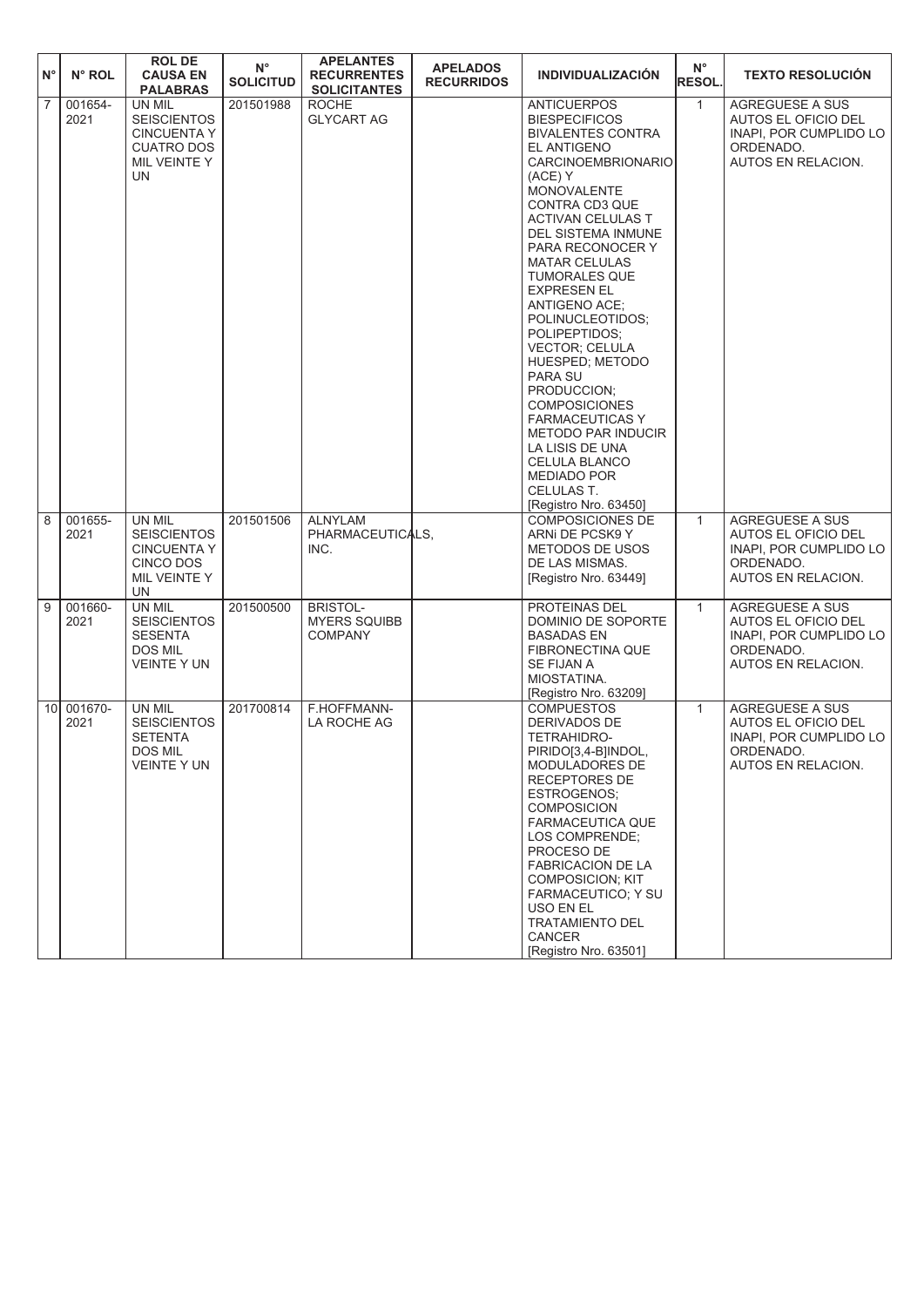| N° | N° ROL | ROL DE CAUSA EN PALABRAS | N° SOLICITUD | APELANTES RECURRENTES SOLICITANTES | APELADOS RECURRIDOS | INDIVIDUALIZACIÓN | N° RESOL. | TEXTO RESOLUCIÓN |
|---|---|---|---|---|---|---|---|---|
| 7 | 001654-2021 | UN MIL SEISCIENTOS CINCUENTA Y CUATRO DOS MIL VEINTE Y UN | 201501988 | ROCHE GLYCART AG | | ANTICUERPOS BIESPECIFICOS BIVALENTES CONTRA EL ANTIGENO CARCINOEMBRIONARIO (ACE) Y MONOVALENTE CONTRA CD3 QUE ACTIVAN CELULAS T DEL SISTEMA INMUNE PARA RECONOCER Y MATAR CELULAS TUMORALES QUE EXPRESEN EL ANTIGENO ACE; POLINUCLEOTIDOS; POLIPEPTIDOS; VECTOR; CELULA HUESPED; METODO PARA SU PRODUCCION; COMPOSICIONES FARMACEUTICAS Y METODO PAR INDUCIR LA LISIS DE UNA CELULA BLANCO MEDIADO POR CELULAS T. [Registro Nro. 63450] | 1 | AGREGUESE A SUS AUTOS EL OFICIO DEL INAPI, POR CUMPLIDO LO ORDENADO. AUTOS EN RELACION. |
| 8 | 001655-2021 | UN MIL SEISCIENTOS CINCUENTA Y CINCO DOS MIL VEINTE Y UN | 201501506 | ALNYLAM PHARMACEUTICALS, INC. | | COMPOSICIONES DE ARNi DE PCSK9 Y METODOS DE USOS DE LAS MISMAS. [Registro Nro. 63449] | 1 | AGREGUESE A SUS AUTOS EL OFICIO DEL INAPI, POR CUMPLIDO LO ORDENADO. AUTOS EN RELACION. |
| 9 | 001660-2021 | UN MIL SEISCIENTOS SESENTA DOS MIL VEINTE Y UN | 201500500 | BRISTOL-MYERS SQUIBB COMPANY | | PROTEINAS DEL DOMINIO DE SOPORTE BASADAS EN FIBRONECTINA QUE SE FIJAN A MIOSTATINA. [Registro Nro. 63209] | 1 | AGREGUESE A SUS AUTOS EL OFICIO DEL INAPI, POR CUMPLIDO LO ORDENADO. AUTOS EN RELACION. |
| 10 | 001670-2021 | UN MIL SEISCIENTOS SETENTA DOS MIL VEINTE Y UN | 201700814 | F.HOFFMANN-LA ROCHE AG | | COMPUESTOS DERIVADOS DE TETRAHIDRO-PIRIDO[3,4-B]INDOL, MODULADORES DE RECEPTORES DE ESTROGENOS; COMPOSICION FARMACEUTICA QUE LOS COMPRENDE; PROCESO DE FABRICACION DE LA COMPOSICION; KIT FARMACEUTICO; Y SU USO EN EL TRATAMIENTO DEL CANCER [Registro Nro. 63501] | 1 | AGREGUESE A SUS AUTOS EL OFICIO DEL INAPI, POR CUMPLIDO LO ORDENADO. AUTOS EN RELACION. |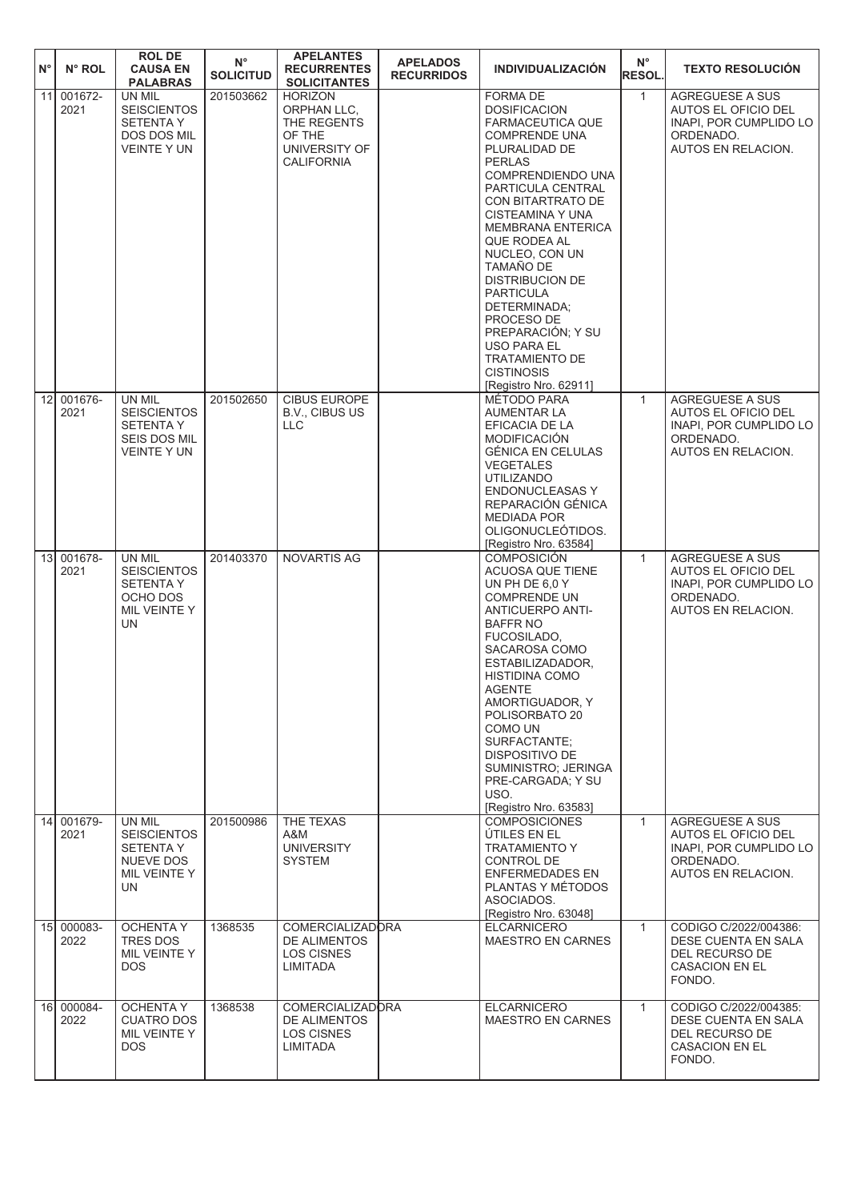| N° | N° ROL | ROL DE CAUSA EN PALABRAS | N° SOLICITUD | APELANTES RECURRENTES SOLICITANTES | APELADOS RECURRIDOS | INDIVIDUALIZACIÓN | N° RESOL. | TEXTO RESOLUCIÓN |
|---|---|---|---|---|---|---|---|---|
| 11 | 001672-2021 | UN MIL SEISCIENTOS SETENTA Y DOS DOS MIL VEINTE Y UN | 201503662 | HORIZON ORPHAN LLC, THE REGENTS OF THE UNIVERSITY OF CALIFORNIA | | FORMA DE DOSIFICACION FARMACEUTICA QUE COMPRENDE UNA PLURALIDAD DE PERLAS COMPRENDIENDO UNA PARTICULA CENTRAL CON BITARTRATO DE CISTEAMINA Y UNA MEMBRANA ENTERICA QUE RODEA AL NUCLEO, CON UN TAMAÑO DE DISTRIBUCION DE PARTICULA DETERMINADA; PROCESO DE PREPARACIÓN; Y SU USO PARA EL TRATAMIENTO DE CISTINOSIS [Registro Nro. 62911] | 1 | AGREGUESE A SUS AUTOS EL OFICIO DEL INAPI, POR CUMPLIDO LO ORDENADO. AUTOS EN RELACION. |
| 12 | 001676-2021 | UN MIL SEISCIENTOS SETENTA Y SEIS DOS MIL VEINTE Y UN | 201502650 | CIBUS EUROPE B.V., CIBUS US LLC | | MÉTODO PARA AUMENTAR LA EFICACIA DE LA MODIFICACIÓN GÉNICA EN CELULAS VEGETALES UTILIZANDO ENDONUCLEASAS Y REPARACIÓN GÉNICA MEDIADA POR OLIGONUCLEÓTIDOS. [Registro Nro. 63584] | 1 | AGREGUESE A SUS AUTOS EL OFICIO DEL INAPI, POR CUMPLIDO LO ORDENADO. AUTOS EN RELACION. |
| 13 | 001678-2021 | UN MIL SEISCIENTOS SETENTA Y OCHO DOS MIL VEINTE Y UN | 201403370 | NOVARTIS AG | | COMPOSICIÓN ACUOSA QUE TIENE UN PH DE 6,0 Y COMPRENDE UN ANTICUERPO ANTI-BAFFR NO FUCOSILADO, SACAROSA COMO ESTABILIZADOR, HISTIDINA COMO AGENTE AMORTIGUADOR, Y POLISORBATO 20 COMO UN SURFACTANTE; DISPOSITIVO DE SUMINISTRO; JERINGA PRE-CARGADA; Y SU USO. [Registro Nro. 63583] | 1 | AGREGUESE A SUS AUTOS EL OFICIO DEL INAPI, POR CUMPLIDO LO ORDENADO. AUTOS EN RELACION. |
| 14 | 001679-2021 | UN MIL SEISCIENTOS SETENTA Y NUEVE DOS MIL VEINTE Y UN | 201500986 | THE TEXAS A&M UNIVERSITY SYSTEM | | COMPOSICIONES ÚTILES EN EL TRATAMIENTO Y CONTROL DE ENFERMEDADES EN PLANTAS Y MÉTODOS ASOCIADOS. [Registro Nro. 63048] | 1 | AGREGUESE A SUS AUTOS EL OFICIO DEL INAPI, POR CUMPLIDO LO ORDENADO. AUTOS EN RELACION. |
| 15 | 000083-2022 | OCHENTA Y TRES DOS MIL VEINTE Y DOS | 1368535 | COMERCIALIZADORA DE ALIMENTOS LOS CISNES LIMITADA | | ELCARNICERO MAESTRO EN CARNES | 1 | CODIGO C/2022/004386: DESE CUENTA EN SALA DEL RECURSO DE CASACION EN EL FONDO. |
| 16 | 000084-2022 | OCHENTA Y CUATRO DOS MIL VEINTE Y DOS | 1368538 | COMERCIALIZADORA DE ALIMENTOS LOS CISNES LIMITADA | | ELCARNICERO MAESTRO EN CARNES | 1 | CODIGO C/2022/004385: DESE CUENTA EN SALA DEL RECURSO DE CASACION EN EL FONDO. |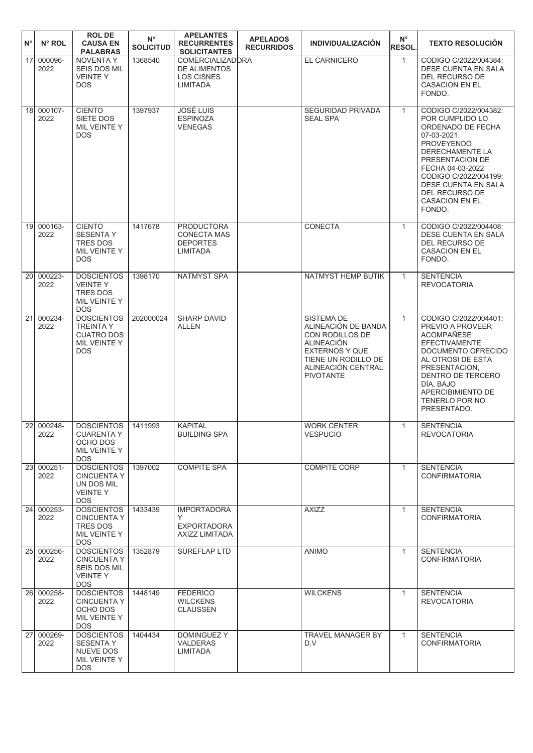| N° | N° ROL | ROL DE CAUSA EN PALABRAS | N° SOLICITUD | APELANTES RECURRENTES SOLICITANTES | APELADOS RECURRIDOS | INDIVIDUALIZACIÓN | N° RESOL. | TEXTO RESOLUCIÓN |
|---|---|---|---|---|---|---|---|---|
| 17 | 000096-2022 | NOVENTA Y SEIS DOS MIL VEINTE Y DOS | 1368540 | COMERCIALIZADORA DE ALIMENTOS LOS CISNES LIMITADA | | EL CARNICERO | 1 | CODIGO C/2022/004384: DESE CUENTA EN SALA DEL RECURSO DE CASACION EN EL FONDO. |
| 18 | 000107-2022 | CIENTO SIETE DOS MIL VEINTE Y DOS | 1397937 | JOSÉ LUIS ESPINOZA VENEGAS | | SEGURIDAD PRIVADA SEAL SPA | 1 | CODIGO C/2022/004382: POR CUMPLIDO LO ORDENADO DE FECHA 07-03-2021. PROVEYENDO DERECHAMENTE LA PRESENTACION DE FECHA 04-03-2022 CODIGO C/2022/004199: DESE CUENTA EN SALA DEL RECURSO DE CASACION EN EL FONDO. |
| 19 | 000163-2022 | CIENTO SESENTA Y TRES DOS MIL VEINTE Y DOS | 1417678 | PRODUCTORA CONECTA MAS DEPORTES LIMITADA | | CONECTA | 1 | CODIGO C/2022/004408: DESE CUENTA EN SALA DEL RECURSO DE CASACION EN EL FONDO. |
| 20 | 000223-2022 | DOSCIENTOS VEINTE Y TRES DOS MIL VEINTE Y DOS | 1398170 | NATMYST SPA | | NATMYST HEMP BUTIK | 1 | SENTENCIA REVOCATORIA |
| 21 | 000234-2022 | DOSCIENTOS TREINTA Y CUATRO DOS MIL VEINTE Y DOS | 202000024 | SHARP DAVID ALLEN | | SISTEMA DE ALINEACIÓN DE BANDA CON RODILLOS DE ALINEACIÓN EXTERNOS Y QUE TIENE UN RODILLO DE ALINEACIÓN CENTRAL PIVOTANTE | 1 | CODIGO C/2022/004401: PREVIO A PROVEER ACOMPAÑESE EFECTIVAMENTE DOCUMENTO OFRECIDO AL OTROSI DE ESTA PRESENTACION, DENTRO DE TERCERO DÍA, BAJO APERCIBIMIENTO DE TENERLO POR NO PRESENTADO. |
| 22 | 000248-2022 | DOSCIENTOS CUARENTA Y OCHO DOS MIL VEINTE Y DOS | 1411993 | KAPITAL BUILDING SPA | | WORK CENTER VESPUCIO | 1 | SENTENCIA REVOCATORIA |
| 23 | 000251-2022 | DOSCIENTOS CINCUENTA Y UN DOS MIL VEINTE Y DOS | 1397002 | COMPITE SPA | | COMPITE CORP | 1 | SENTENCIA CONFIRMATORIA |
| 24 | 000253-2022 | DOSCIENTOS CINCUENTA Y TRES DOS MIL VEINTE Y DOS | 1433439 | IMPORTADORA Y EXPORTADORA AXIZZ LIMITADA | | AXIZZ | 1 | SENTENCIA CONFIRMATORIA |
| 25 | 000256-2022 | DOSCIENTOS CINCUENTA Y SEIS DOS MIL VEINTE Y DOS | 1352879 | SUREFLAP LTD | | ANIMO | 1 | SENTENCIA CONFIRMATORIA |
| 26 | 000258-2022 | DOSCIENTOS CINCUENTA Y OCHO DOS MIL VEINTE Y DOS | 1448149 | FEDERICO WILCKENS CLAUSSEN | | WILCKENS | 1 | SENTENCIA REVOCATORIA |
| 27 | 000269-2022 | DOSCIENTOS SESENTA Y NUEVE DOS MIL VEINTE Y DOS | 1404434 | DOMINGUEZ Y VALDERAS LIMITADA | | TRAVEL MANAGER BY D.V | 1 | SENTENCIA CONFIRMATORIA |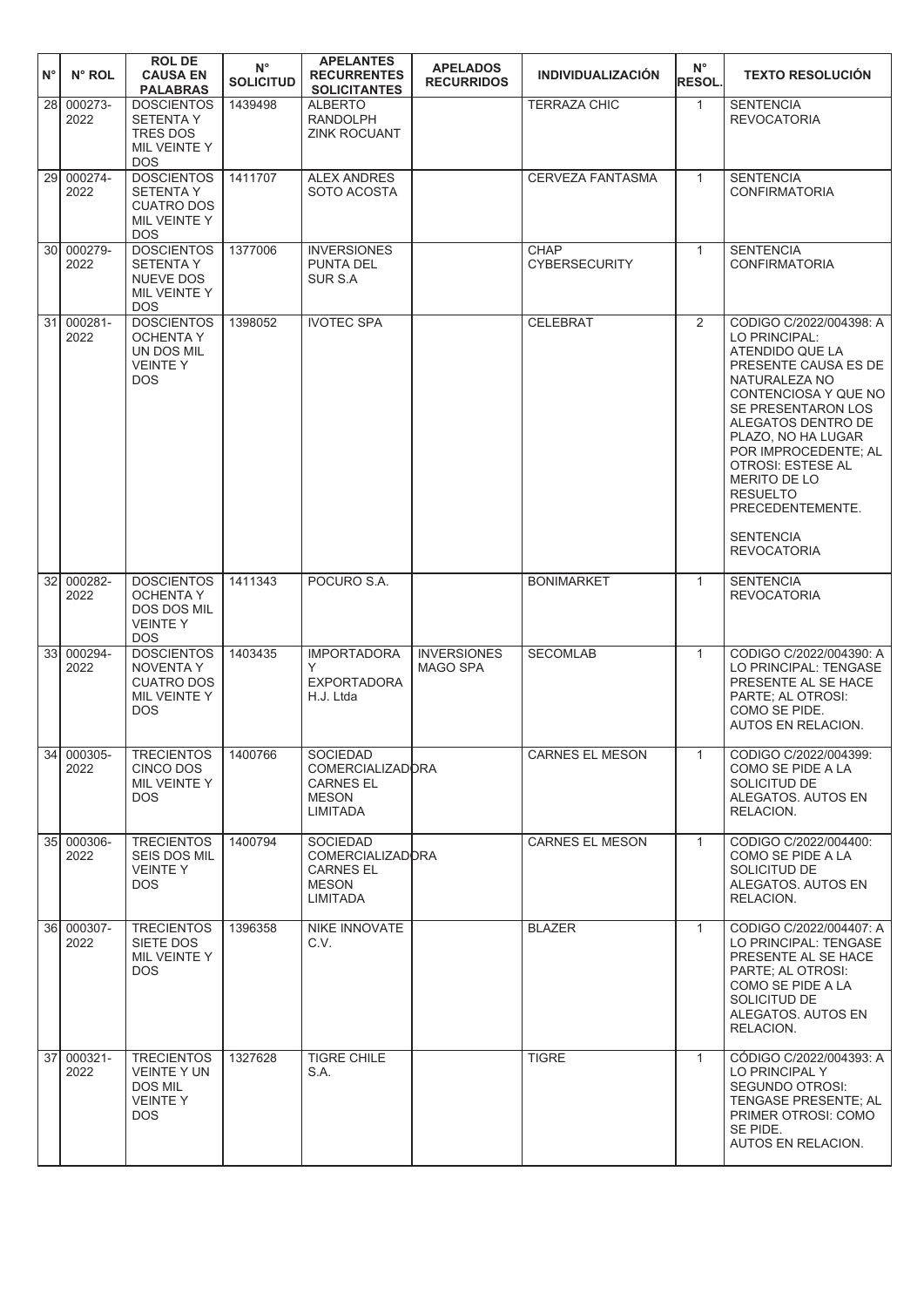| N° | N° ROL | ROL DE CAUSA EN PALABRAS | N° SOLICITUD | APELANTES RECURRENTES SOLICITANTES | APELADOS RECURRIDOS | INDIVIDUALIZACIÓN | N° RESOL. | TEXTO RESOLUCIÓN |
|---|---|---|---|---|---|---|---|---|
| 28 | 000273-2022 | DOSCIENTOS SETENTA Y TRES DOS MIL VEINTE Y DOS | 1439498 | ALBERTO RANDOLPH ZINK ROCUANT | | TERRAZA CHIC | 1 | SENTENCIA REVOCATORIA |
| 29 | 000274-2022 | DOSCIENTOS SETENTA Y CUATRO DOS MIL VEINTE Y DOS | 1411707 | ALEX ANDRES SOTO ACOSTA | | CERVEZA FANTASMA | 1 | SENTENCIA CONFIRMATORIA |
| 30 | 000279-2022 | DOSCIENTOS SETENTA Y NUEVE DOS MIL VEINTE Y DOS | 1377006 | INVERSIONES PUNTA DEL SUR S.A | | CHAP CYBERSECURITY | 1 | SENTENCIA CONFIRMATORIA |
| 31 | 000281-2022 | DOSCIENTOS OCHENTA Y UN DOS MIL VEINTE Y DOS | 1398052 | IVOTEC SPA | | CELEBRAT | 2 | CODIGO C/2022/004398: A LO PRINCIPAL: ATENDIDO QUE LA PRESENTE CAUSA ES DE NATURALEZA NO CONTENCIOSA Y QUE NO SE PRESENTARON LOS ALEGATOS DENTRO DE PLAZO, NO HA LUGAR POR IMPROCEDENTE; AL OTROSI: ESTESE AL MERITO DE LO RESUELTO PRECEDENTEMENTE. SENTENCIA REVOCATORIA |
| 32 | 000282-2022 | DOSCIENTOS OCHENTA Y DOS DOS MIL VEINTE Y DOS | 1411343 | POCURO S.A. | | BONIMARKET | 1 | SENTENCIA REVOCATORIA |
| 33 | 000294-2022 | DOSCIENTOS NOVENTA Y CUATRO DOS MIL VEINTE Y DOS | 1403435 | IMPORTADORA Y EXPORTADORA H.J. Ltda | INVERSIONES MAGO SPA | SECOMLAB | 1 | CODIGO C/2022/004390: A LO PRINCIPAL: TENGASE PRESENTE AL SE HACE PARTE; AL OTROSI: COMO SE PIDE. AUTOS EN RELACION. |
| 34 | 000305-2022 | TRECIENTOS CINCO DOS MIL VEINTE Y DOS | 1400766 | SOCIEDAD COMERCIALIZADORA CARNES EL MESON LIMITADA | | CARNES EL MESON | 1 | CODIGO C/2022/004399: COMO SE PIDE A LA SOLICITUD DE ALEGATOS. AUTOS EN RELACION. |
| 35 | 000306-2022 | TRECIENTOS SEIS DOS MIL VEINTE Y DOS | 1400794 | SOCIEDAD COMERCIALIZADORA CARNES EL MESON LIMITADA | | CARNES EL MESON | 1 | CODIGO C/2022/004400: COMO SE PIDE A LA SOLICITUD DE ALEGATOS. AUTOS EN RELACION. |
| 36 | 000307-2022 | TRECIENTOS SIETE DOS MIL VEINTE Y DOS | 1396358 | NIKE INNOVATE C.V. | | BLAZER | 1 | CODIGO C/2022/004407: A LO PRINCIPAL: TENGASE PRESENTE AL SE HACE PARTE; AL OTROSI: COMO SE PIDE A LA SOLICITUD DE ALEGATOS. AUTOS EN RELACION. |
| 37 | 000321-2022 | TRECIENTOS VEINTE Y UN DOS MIL VEINTE Y DOS | 1327628 | TIGRE CHILE S.A. | | TIGRE | 1 | CÓDIGO C/2022/004393: A LO PRINCIPAL Y SEGUNDO OTROSI: TENGASE PRESENTE; AL PRIMER OTROSI: COMO SE PIDE. AUTOS EN RELACION. |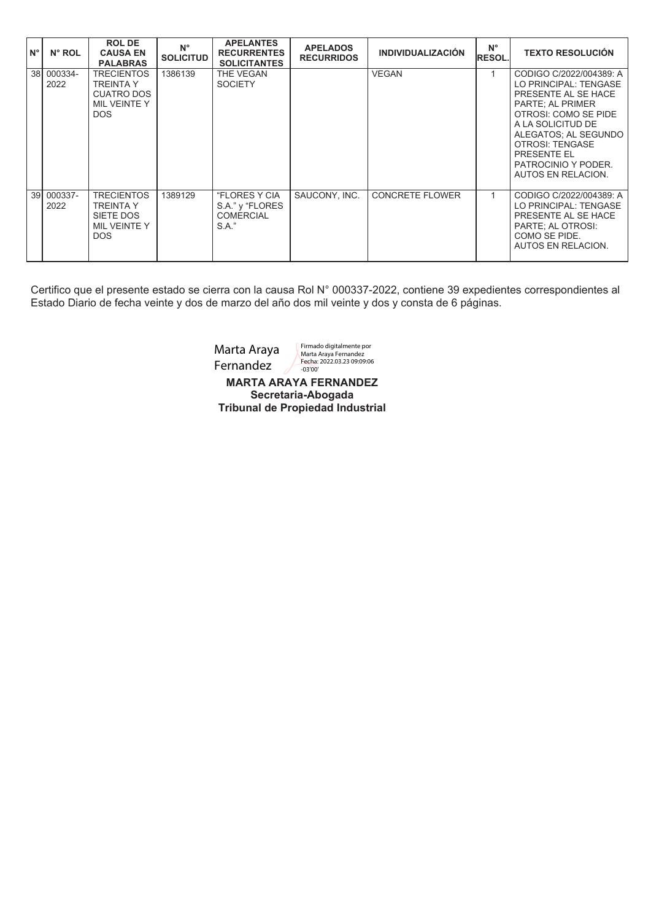| N° | N° ROL | ROL DE CAUSA EN PALABRAS | N° SOLICITUD | APELANTES RECURRENTES SOLICITANTES | APELADOS RECURRIDOS | INDIVIDUALIZACIÓN | N° RESOL. | TEXTO RESOLUCIÓN |
|---|---|---|---|---|---|---|---|---|
| 38 | 000334-2022 | TRECIENTOS TREINTA Y CUATRO DOS MIL VEINTE Y DOS | 1386139 | THE VEGAN SOCIETY | | VEGAN | 1 | CODIGO C/2022/004389: A LO PRINCIPAL: TENGASE PRESENTE AL SE HACE PARTE; AL PRIMER OTROSI: COMO SE PIDE A LA SOLICITUD DE ALEGATOS; AL SEGUNDO OTROSI: TENGASE PRESENTE EL PATROCINIO Y PODER. AUTOS EN RELACION. |
| 39 | 000337-2022 | TRECIENTOS TREINTA Y SIETE DOS MIL VEINTE Y DOS | 1389129 | "FLORES Y CIA S.A." y "FLORES COMERCIAL S.A." | SAUCONY, INC. | CONCRETE FLOWER | 1 | CODIGO C/2022/004389: A LO PRINCIPAL: TENGASE PRESENTE AL SE HACE PARTE; AL OTROSI: COMO SE PIDE. AUTOS EN RELACION. |

Certifico que el presente estado se cierra con la causa Rol N° 000337-2022, contiene 39 expedientes correspondientes al Estado Diario de fecha veinte y dos de marzo del año dos mil veinte y dos y consta de 6 páginas.

Marta Araya Fernandez

Firmado digitalmente por Marta Araya Fernandez
Fecha: 2022.03.23 09:09:06 -03'00'

**MARTA ARAYA FERNANDEZ**
**Secretaria-Abogada**
**Tribunal de Propiedad Industrial**